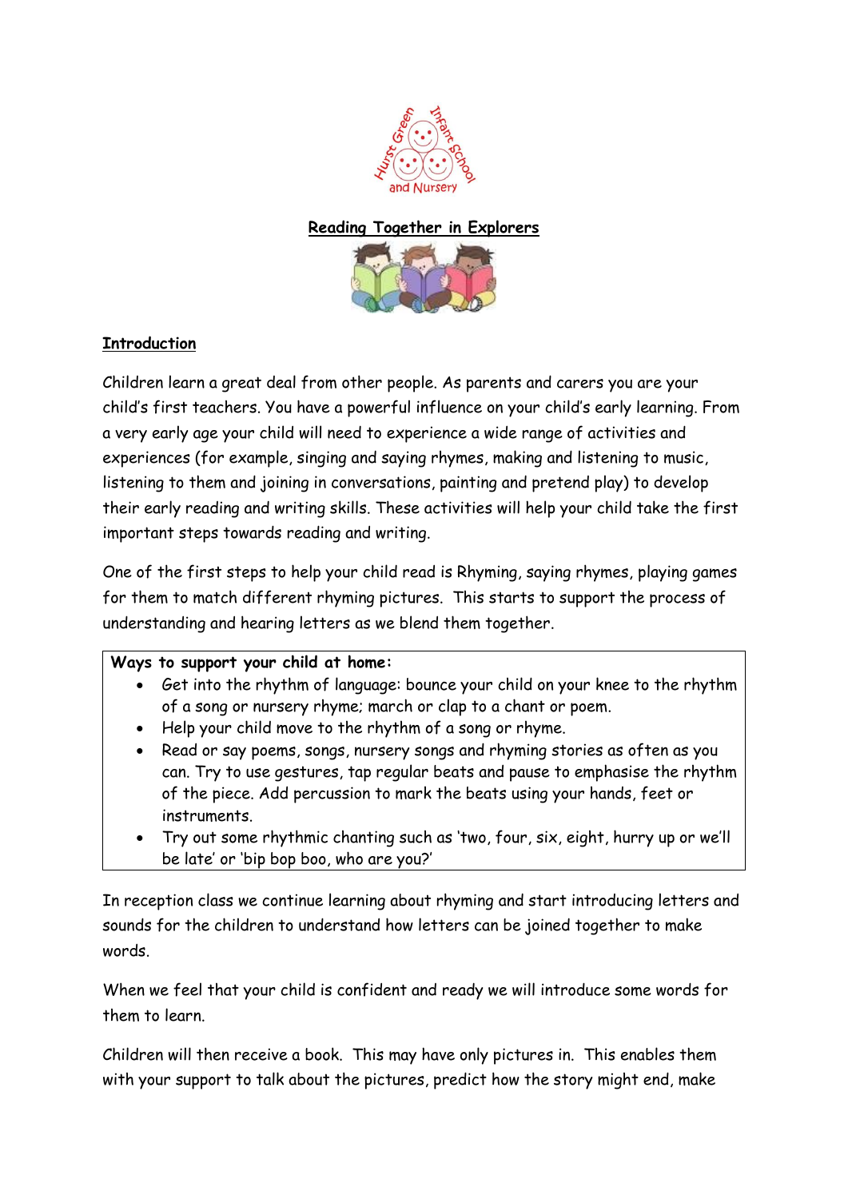# Reading Together in Explorers

## Introduction

Children learn a great deal from other people. As parents and carers you are your child's first teachers. You have a powerful influence on your child's early learning. From a very early age your child will need to experience a wide range of activities and experiences (for example, singing and saying rhymes, making and listening to music, listening to them and joining in conversations, painting and pretend play) to develop their early reading and writing skills. These activities will help your child take the first important steps towards reading and writing.

One of the first steps to help your child read is Rhyming, saying rhymes, playing games for them to match different rhyming pictures. This starts to support the process of understanding and hearing letters as we blend them together.

**Ways to support your child at home:**

- Get into the rhythm of language: bounce your child on your knee to the rhythm of a song or nursery rhyme; march or clap to a chant or poem.
- Help your child move to the rhythm of a song or rhyme.
- Read or say poems, songs, nursery songs and rhyming stories as often as you can. Try to use gestures, tap regular beats and pause to emphasise the rhythm of the piece. Add percussion to mark the beats using your hands, feet or instruments.
- Try out some rhythmic chanting such as 'two, four, six, eight, hurry up or we'll be late' or 'bip bop boo, who are you?'

In reception class we continue learning about rhyming and start introducing letters and sounds for the children to understand how letters can be joined together to make words.

When we feel that your child is confident and ready we will introduce some words for them to learn.

Children will then receive a book. This may have only pictures in. This enables them with your support to talk about the pictures, predict how the story might end, make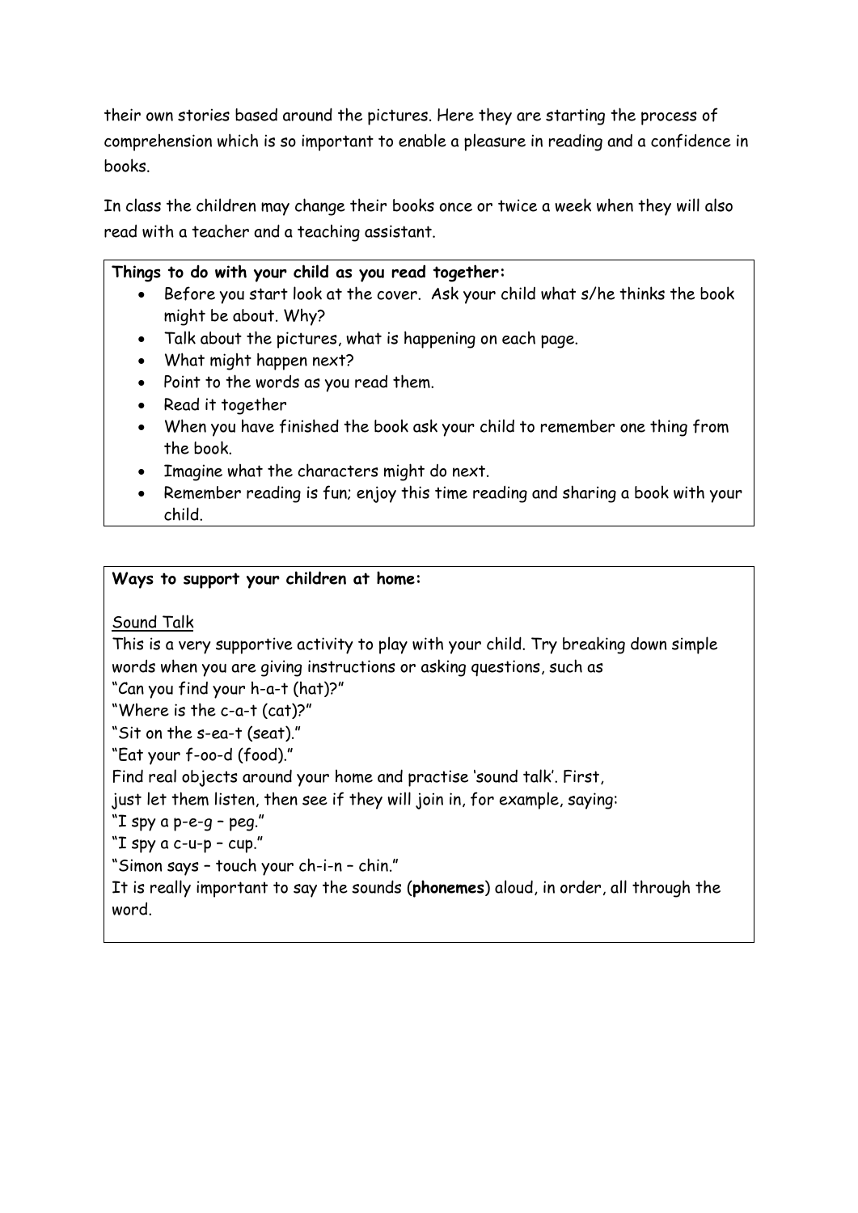their own stories based around the pictures. Here they are starting the process of comprehension which is so important to enable a pleasure in reading and a confidence in books.

In class the children may change their books once or twice a week when they will also read with a teacher and a teaching assistant.

**Things to do with your child as you read together:**

- Before you start look at the cover. Ask your child what s/he thinks the book might be about. Why?
- Talk about the pictures, what is happening on each page.
- What might happen next?
- Point to the words as you read them.
- Read it together
- When you have finished the book ask your child to remember one thing from the book.
- Imagine what the characters might do next.
- Remember reading is fun; enjoy this time reading and sharing a book with your child.

**Ways to support your children at home:**

Sound Talk

This is a very supportive activity to play with your child. Try breaking down simple words when you are giving instructions or asking questions, such as

"Can you find your h-a-t (hat)?"

"Where is the c-a-t (cat)?"

"Sit on the s-ea-t (seat)."

"Eat your f-oo-d (food)."

Find real objects around your home and practise 'sound talk'. First, just let them listen, then see if they will join in, for example, saying:

"I spy a p-e-g – peg."

"I spy a c-u-p – cup."

"Simon says – touch your ch-i-n – chin."

It is really important to say the sounds (**phonemes**) aloud, in order, all through the word.